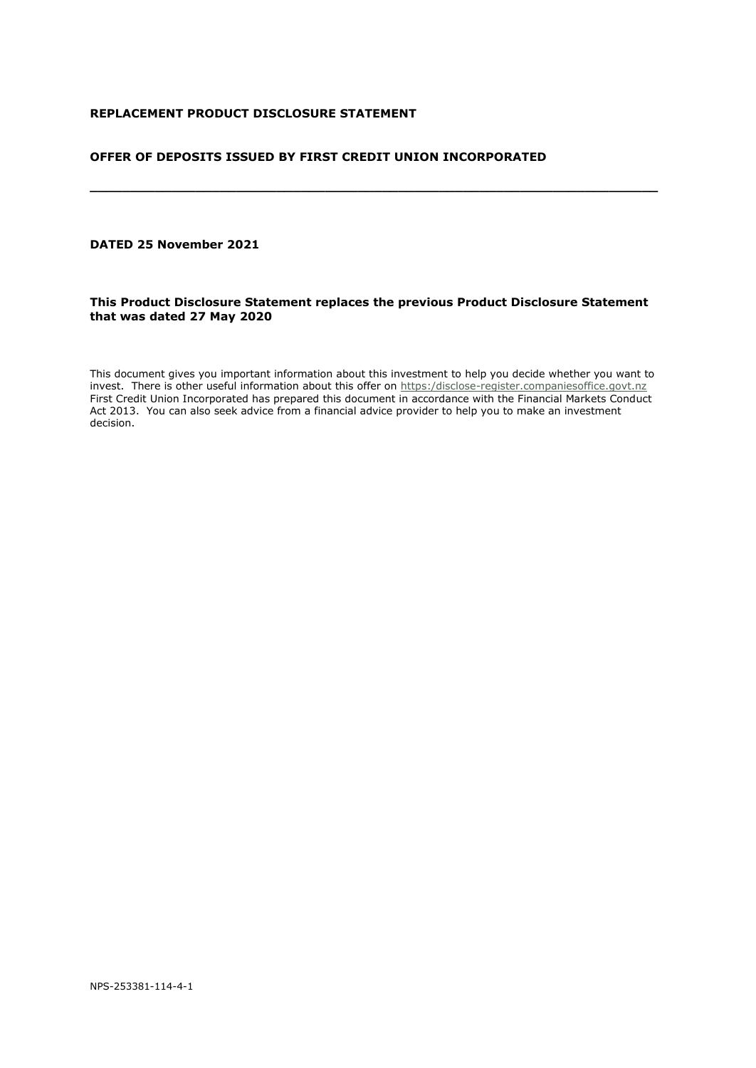**REPLACEMENT PRODUCT DISCLOSURE STATEMENT**

**OFFER OF DEPOSITS ISSUED BY FIRST CREDIT UNION INCORPORATED**

---

**DATED 25 November 2021**

**This Product Disclosure Statement replaces the previous Product Disclosure Statement that was dated 27 May 2020**

This document gives you important information about this investment to help you decide whether you want to invest. There is other useful information about this offer on https:/disclose-register.companiesoffice.govt.nz First Credit Union Incorporated has prepared this document in accordance with the Financial Markets Conduct Act 2013. You can also seek advice from a financial advice provider to help you to make an investment decision.

NPS-253381-114-4-1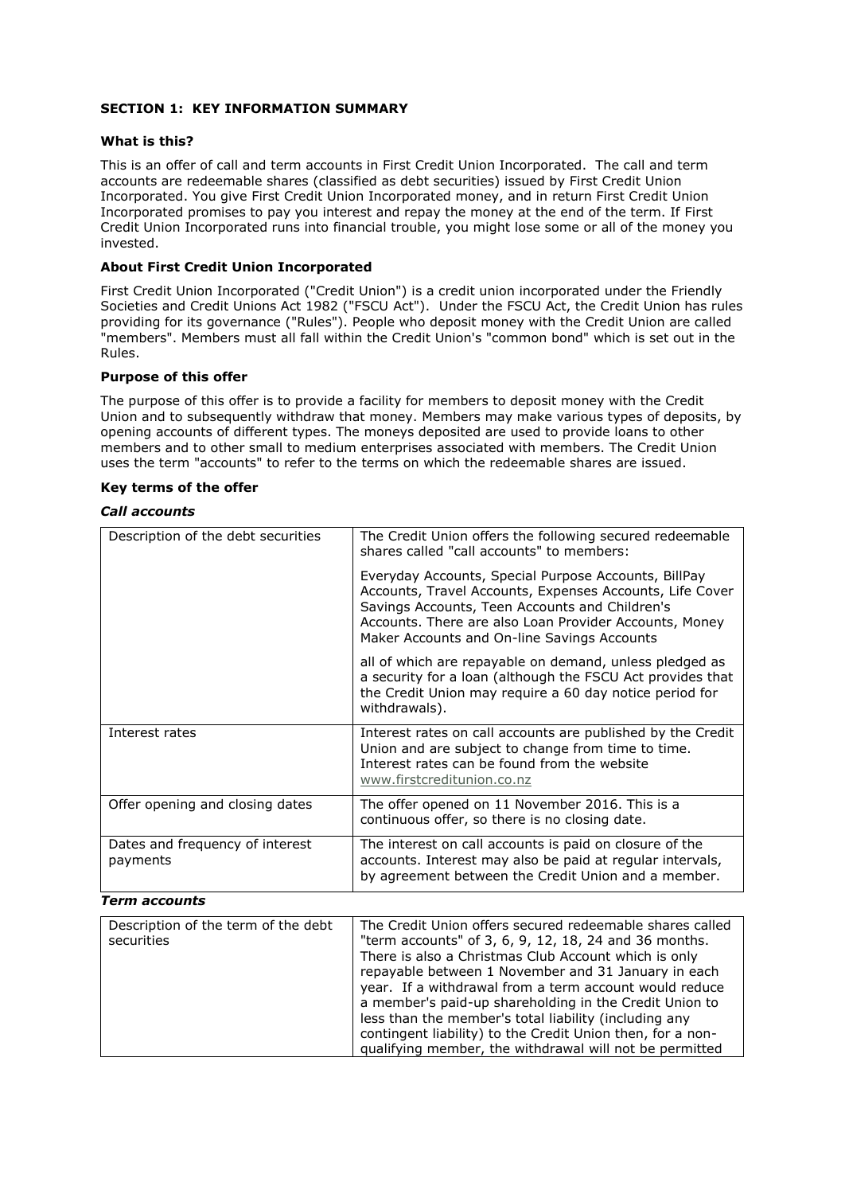**SECTION 1: KEY INFORMATION SUMMARY**

**What is this?**

This is an offer of call and term accounts in First Credit Union Incorporated. The call and term accounts are redeemable shares (classified as debt securities) issued by First Credit Union Incorporated. You give First Credit Union Incorporated money, and in return First Credit Union Incorporated promises to pay you interest and repay the money at the end of the term. If First Credit Union Incorporated runs into financial trouble, you might lose some or all of the money you invested.

**About First Credit Union Incorporated**

First Credit Union Incorporated ("Credit Union") is a credit union incorporated under the Friendly Societies and Credit Unions Act 1982 ("FSCU Act"). Under the FSCU Act, the Credit Union has rules providing for its governance ("Rules"). People who deposit money with the Credit Union are called "members". Members must all fall within the Credit Union's "common bond" which is set out in the Rules.

**Purpose of this offer**

The purpose of this offer is to provide a facility for members to deposit money with the Credit Union and to subsequently withdraw that money. Members may make various types of deposits, by opening accounts of different types. The moneys deposited are used to provide loans to other members and to other small to medium enterprises associated with members. The Credit Union uses the term "accounts" to refer to the terms on which the redeemable shares are issued.

**Key terms of the offer**

***Call accounts***

| Description of the debt securities | The Credit Union offers the following secured redeemable shares called "call accounts" to members:<br><br>Everyday Accounts, Special Purpose Accounts, BillPay Accounts, Travel Accounts, Expenses Accounts, Life Cover Savings Accounts, Teen Accounts and Children's Accounts. There are also Loan Provider Accounts, Money Maker Accounts and On-line Savings Accounts<br><br>all of which are repayable on demand, unless pledged as a security for a loan (although the FSCU Act provides that the Credit Union may require a 60 day notice period for withdrawals). |
|---|---|
| Interest rates | Interest rates on call accounts are published by the Credit Union and are subject to change from time to time. Interest rates can be found from the website www.firstcreditunion.co.nz |
| Offer opening and closing dates | The offer opened on 11 November 2016. This is a continuous offer, so there is no closing date. |
| Dates and frequency of interest payments | The interest on call accounts is paid on closure of the accounts. Interest may also be paid at regular intervals, by agreement between the Credit Union and a member. |

***Term accounts***

| Description of the term of the debt securities | The Credit Union offers secured redeemable shares called "term accounts" of 3, 6, 9, 12, 18, 24 and 36 months. There is also a Christmas Club Account which is only repayable between 1 November and 31 January in each year. If a withdrawal from a term account would reduce a member's paid-up shareholding in the Credit Union to less than the member's total liability (including any contingent liability) to the Credit Union then, for a non-qualifying member, the withdrawal will not be permitted |
|---|---|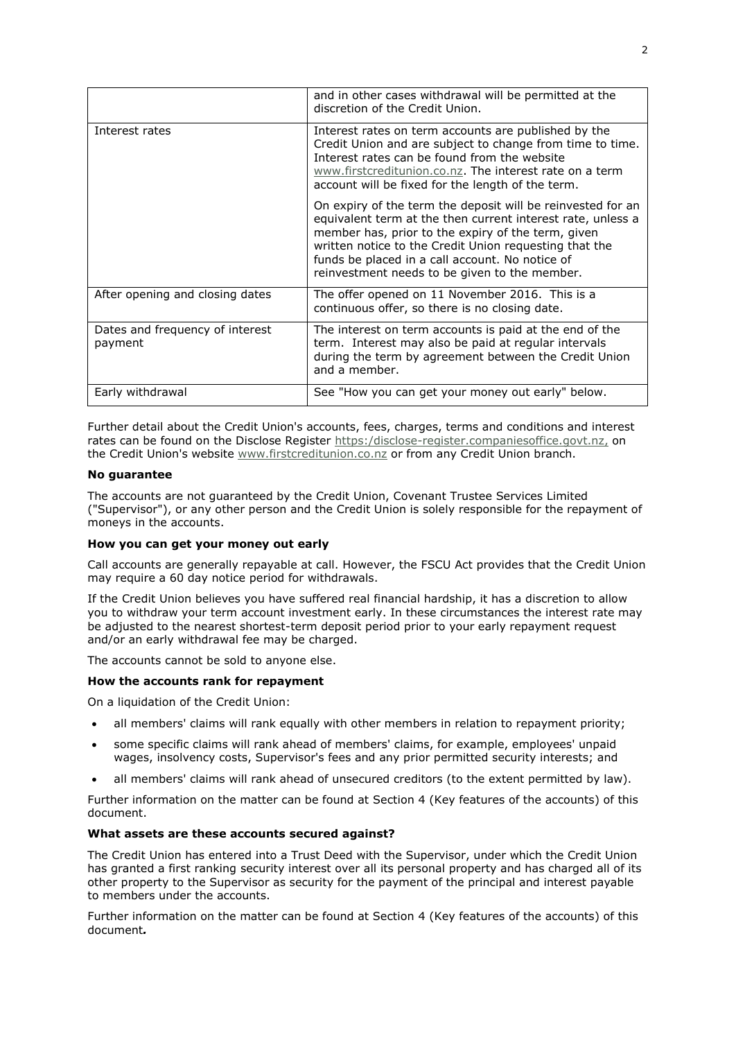| | |
|---|---|
| | and in other cases withdrawal will be permitted at the discretion of the Credit Union. |
| Interest rates | Interest rates on term accounts are published by the Credit Union and are subject to change from time to time. Interest rates can be found from the website www.firstcreditunion.co.nz. The interest rate on a term account will be fixed for the length of the term.<br><br>On expiry of the term the deposit will be reinvested for an equivalent term at the then current interest rate, unless a member has, prior to the expiry of the term, given written notice to the Credit Union requesting that the funds be placed in a call account. No notice of reinvestment needs to be given to the member. |
| After opening and closing dates | The offer opened on 11 November 2016. This is a continuous offer, so there is no closing date. |
| Dates and frequency of interest payment | The interest on term accounts is paid at the end of the term. Interest may also be paid at regular intervals during the term by agreement between the Credit Union and a member. |
| Early withdrawal | See "How you can get your money out early" below. |

Further detail about the Credit Union's accounts, fees, charges, terms and conditions and interest rates can be found on the Disclose Register https:/disclose-register.companiesoffice.govt.nz, on the Credit Union's website www.firstcreditunion.co.nz or from any Credit Union branch.

**No guarantee**

The accounts are not guaranteed by the Credit Union, Covenant Trustee Services Limited ("Supervisor"), or any other person and the Credit Union is solely responsible for the repayment of moneys in the accounts.

**How you can get your money out early**

Call accounts are generally repayable at call. However, the FSCU Act provides that the Credit Union may require a 60 day notice period for withdrawals.

If the Credit Union believes you have suffered real financial hardship, it has a discretion to allow you to withdraw your term account investment early. In these circumstances the interest rate may be adjusted to the nearest shortest-term deposit period prior to your early repayment request and/or an early withdrawal fee may be charged.

The accounts cannot be sold to anyone else.

**How the accounts rank for repayment**

On a liquidation of the Credit Union:

- all members' claims will rank equally with other members in relation to repayment priority;
- some specific claims will rank ahead of members' claims, for example, employees' unpaid wages, insolvency costs, Supervisor's fees and any prior permitted security interests; and
- all members' claims will rank ahead of unsecured creditors (to the extent permitted by law).

Further information on the matter can be found at Section 4 (Key features of the accounts) of this document.

**What assets are these accounts secured against?**

The Credit Union has entered into a Trust Deed with the Supervisor, under which the Credit Union has granted a first ranking security interest over all its personal property and has charged all of its other property to the Supervisor as security for the payment of the principal and interest payable to members under the accounts.

Further information on the matter can be found at Section 4 (Key features of the accounts) of this document.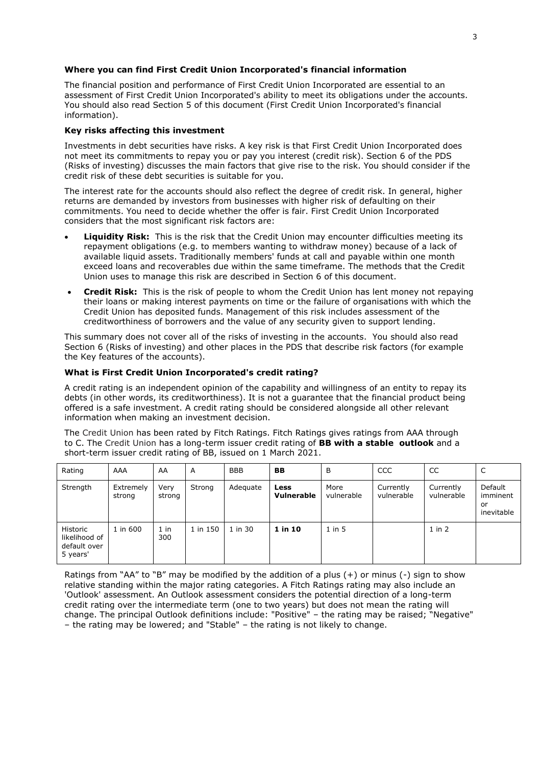**Where you can find First Credit Union Incorporated's financial information**

The financial position and performance of First Credit Union Incorporated are essential to an assessment of First Credit Union Incorporated's ability to meet its obligations under the accounts. You should also read Section 5 of this document (First Credit Union Incorporated's financial information).

**Key risks affecting this investment**

Investments in debt securities have risks. A key risk is that First Credit Union Incorporated does not meet its commitments to repay you or pay you interest (credit risk). Section 6 of the PDS (Risks of investing) discusses the main factors that give rise to the risk. You should consider if the credit risk of these debt securities is suitable for you.

The interest rate for the accounts should also reflect the degree of credit risk. In general, higher returns are demanded by investors from businesses with higher risk of defaulting on their commitments. You need to decide whether the offer is fair. First Credit Union Incorporated considers that the most significant risk factors are:

- **Liquidity Risk:** This is the risk that the Credit Union may encounter difficulties meeting its repayment obligations (e.g. to members wanting to withdraw money) because of a lack of available liquid assets. Traditionally members' funds at call and payable within one month exceed loans and recoverables due within the same timeframe. The methods that the Credit Union uses to manage this risk are described in Section 6 of this document.
- **Credit Risk:** This is the risk of people to whom the Credit Union has lent money not repaying their loans or making interest payments on time or the failure of organisations with which the Credit Union has deposited funds. Management of this risk includes assessment of the creditworthiness of borrowers and the value of any security given to support lending.

This summary does not cover all of the risks of investing in the accounts. You should also read Section 6 (Risks of investing) and other places in the PDS that describe risk factors (for example the Key features of the accounts).

**What is First Credit Union Incorporated's credit rating?**

A credit rating is an independent opinion of the capability and willingness of an entity to repay its debts (in other words, its creditworthiness). It is not a guarantee that the financial product being offered is a safe investment. A credit rating should be considered alongside all other relevant information when making an investment decision.

The Credit Union has been rated by Fitch Ratings. Fitch Ratings gives ratings from AAA through to C. The Credit Union has a long-term issuer credit rating of **BB with a stable outlook** and a short-term issuer credit rating of BB, issued on 1 March 2021.

| Rating | AAA | AA | A | BBB | **BB** | B | CCC | CC | C |
|---|---|---|---|---|---|---|---|---|---|
| Strength | Extremely strong | Very strong | Strong | Adequate | **Less Vulnerable** | More vulnerable | Currently vulnerable | Currently vulnerable | Default imminent or inevitable |
| Historic likelihood of default over 5 years' | 1 in 600 | 1 in 300 | 1 in 150 | 1 in 30 | **1 in 10** | 1 in 5 | | 1 in 2 | |

Ratings from "AA" to "B" may be modified by the addition of a plus (+) or minus (-) sign to show relative standing within the major rating categories. A Fitch Ratings rating may also include an 'Outlook' assessment. An Outlook assessment considers the potential direction of a long-term credit rating over the intermediate term (one to two years) but does not mean the rating will change. The principal Outlook definitions include: "Positive" – the rating may be raised; "Negative" – the rating may be lowered; and "Stable" – the rating is not likely to change.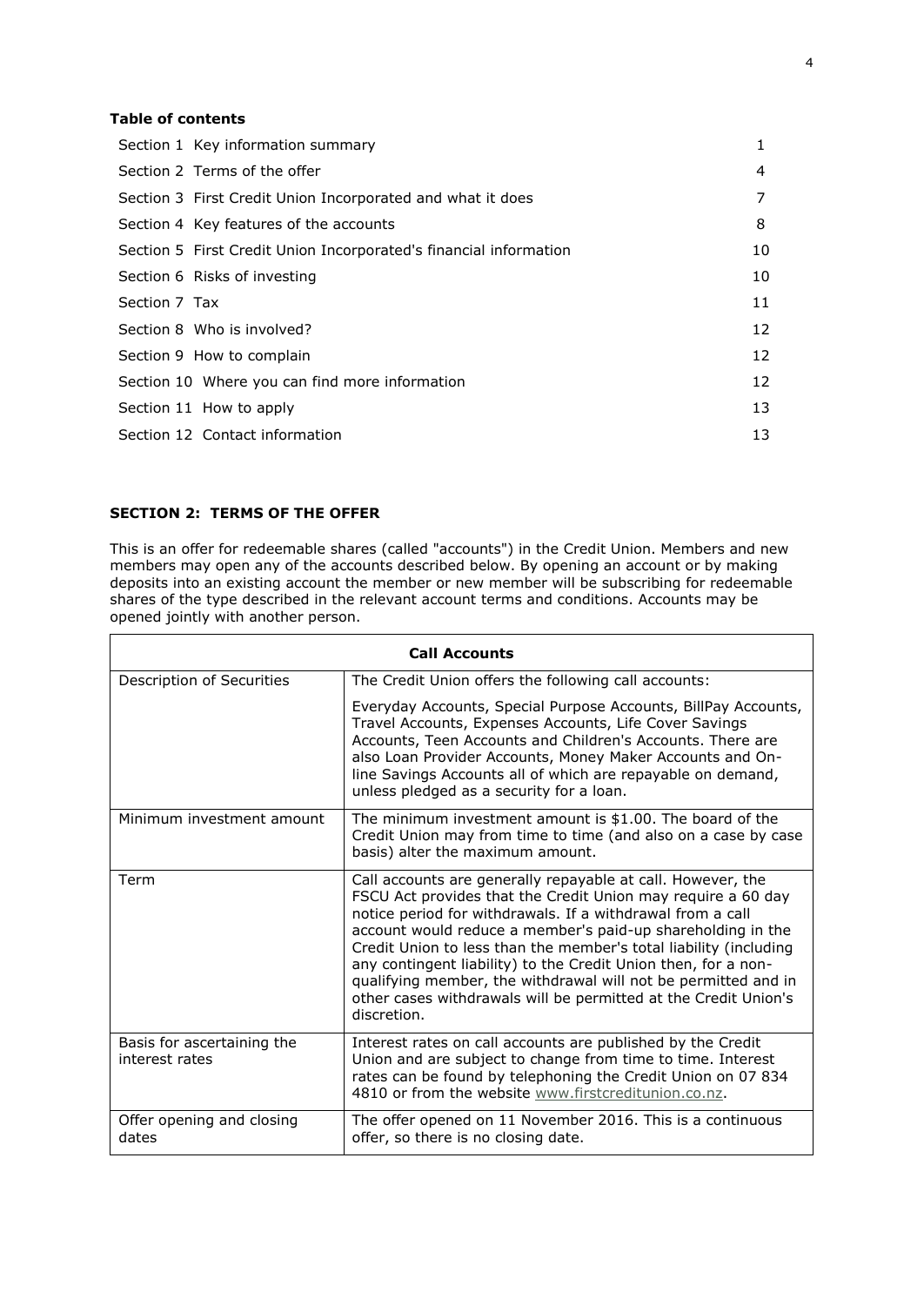**Table of contents**

| | |
|---|---|
| Section 1 Key information summary | 1 |
| Section 2 Terms of the offer | 4 |
| Section 3 First Credit Union Incorporated and what it does | 7 |
| Section 4 Key features of the accounts | 8 |
| Section 5 First Credit Union Incorporated's financial information | 10 |
| Section 6 Risks of investing | 10 |
| Section 7 Tax | 11 |
| Section 8 Who is involved? | 12 |
| Section 9 How to complain | 12 |
| Section 10 Where you can find more information | 12 |
| Section 11 How to apply | 13 |
| Section 12 Contact information | 13 |

## SECTION 2: TERMS OF THE OFFER

This is an offer for redeemable shares (called "accounts") in the Credit Union. Members and new members may open any of the accounts described below. By opening an account or by making deposits into an existing account the member or new member will be subscribing for redeemable shares of the type described in the relevant account terms and conditions. Accounts may be opened jointly with another person.

| **Call Accounts** | |
|---|---|
| Description of Securities | The Credit Union offers the following call accounts:<br><br>Everyday Accounts, Special Purpose Accounts, BillPay Accounts, Travel Accounts, Expenses Accounts, Life Cover Savings Accounts, Teen Accounts and Children's Accounts. There are also Loan Provider Accounts, Money Maker Accounts and On-line Savings Accounts all of which are repayable on demand, unless pledged as a security for a loan. |
| Minimum investment amount | The minimum investment amount is $1.00. The board of the Credit Union may from time to time (and also on a case by case basis) alter the maximum amount. |
| Term | Call accounts are generally repayable at call. However, the FSCU Act provides that the Credit Union may require a 60 day notice period for withdrawals. If a withdrawal from a call account would reduce a member's paid-up shareholding in the Credit Union to less than the member's total liability (including any contingent liability) to the Credit Union then, for a non-qualifying member, the withdrawal will not be permitted and in other cases withdrawals will be permitted at the Credit Union's discretion. |
| Basis for ascertaining the interest rates | Interest rates on call accounts are published by the Credit Union and are subject to change from time to time. Interest rates can be found by telephoning the Credit Union on 07 834 4810 or from the website www.firstcreditunion.co.nz. |
| Offer opening and closing dates | The offer opened on 11 November 2016. This is a continuous offer, so there is no closing date. |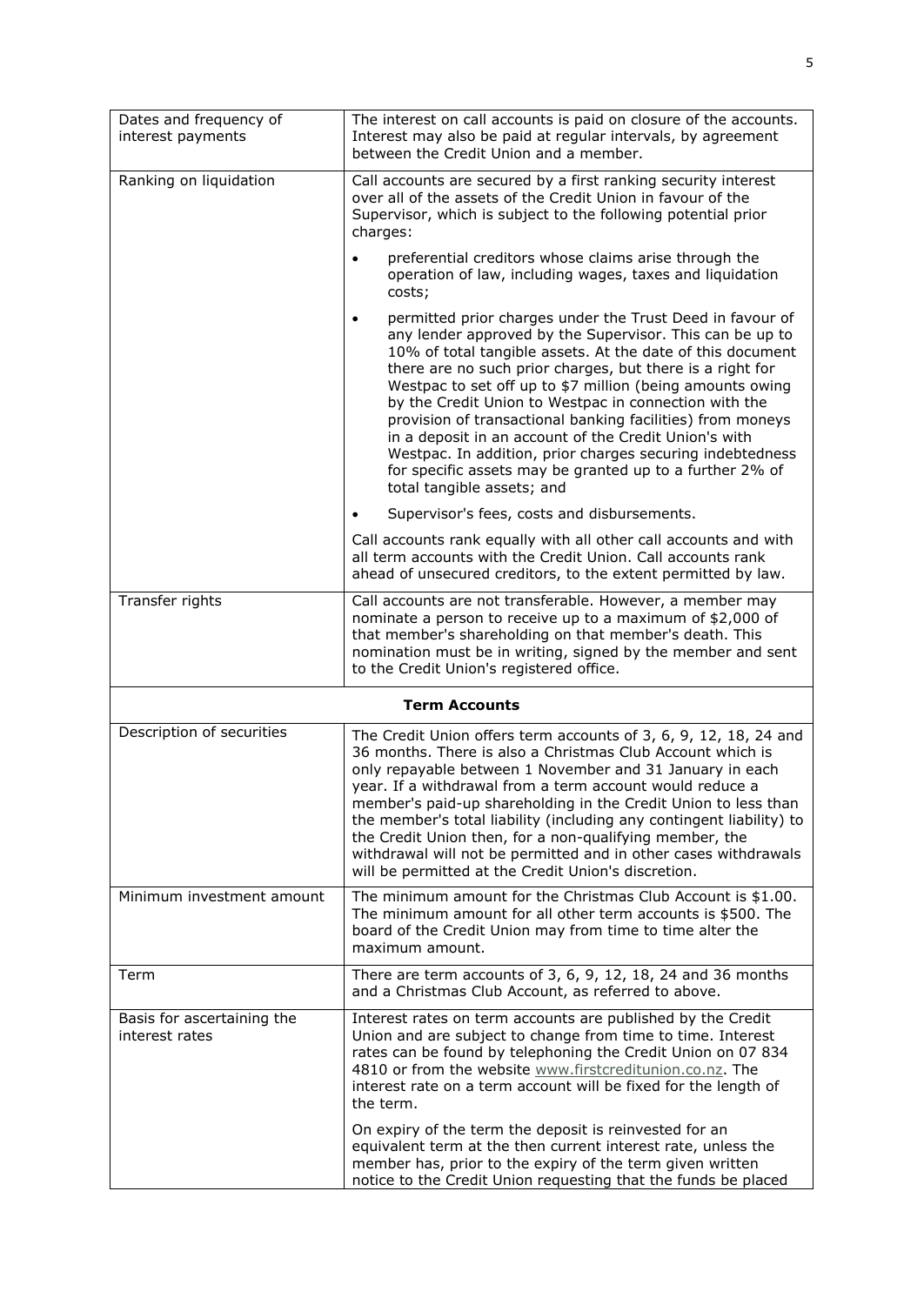| | |
|---|---|
| Dates and frequency of interest payments | The interest on call accounts is paid on closure of the accounts. Interest may also be paid at regular intervals, by agreement between the Credit Union and a member. |
| Ranking on liquidation | Call accounts are secured by a first ranking security interest over all of the assets of the Credit Union in favour of the Supervisor, which is subject to the following potential prior charges:<br>• preferential creditors whose claims arise through the operation of law, including wages, taxes and liquidation costs;<br>• permitted prior charges under the Trust Deed in favour of any lender approved by the Supervisor. This can be up to 10% of total tangible assets. At the date of this document there are no such prior charges, but there is a right for Westpac to set off up to $7 million (being amounts owing by the Credit Union to Westpac in connection with the provision of transactional banking facilities) from moneys in a deposit in an account of the Credit Union's with Westpac. In addition, prior charges securing indebtedness for specific assets may be granted up to a further 2% of total tangible assets; and<br>• Supervisor's fees, costs and disbursements.<br>Call accounts rank equally with all other call accounts and with all term accounts with the Credit Union. Call accounts rank ahead of unsecured creditors, to the extent permitted by law. |
| Transfer rights | Call accounts are not transferable. However, a member may nominate a person to receive up to a maximum of $2,000 of that member's shareholding on that member's death. This nomination must be in writing, signed by the member and sent to the Credit Union's registered office. |
| **Term Accounts** | |
| Description of securities | The Credit Union offers term accounts of 3, 6, 9, 12, 18, 24 and 36 months. There is also a Christmas Club Account which is only repayable between 1 November and 31 January in each year. If a withdrawal from a term account would reduce a member's paid-up shareholding in the Credit Union to less than the member's total liability (including any contingent liability) to the Credit Union then, for a non-qualifying member, the withdrawal will not be permitted and in other cases withdrawals will be permitted at the Credit Union's discretion. |
| Minimum investment amount | The minimum amount for the Christmas Club Account is $1.00. The minimum amount for all other term accounts is $500. The board of the Credit Union may from time to time alter the maximum amount. |
| Term | There are term accounts of 3, 6, 9, 12, 18, 24 and 36 months and a Christmas Club Account, as referred to above. |
| Basis for ascertaining the interest rates | Interest rates on term accounts are published by the Credit Union and are subject to change from time to time. Interest rates can be found by telephoning the Credit Union on 07 834 4810 or from the website www.firstcreditunion.co.nz. The interest rate on a term account will be fixed for the length of the term.<br>On expiry of the term the deposit is reinvested for an equivalent term at the then current interest rate, unless the member has, prior to the expiry of the term given written notice to the Credit Union requesting that the funds be placed |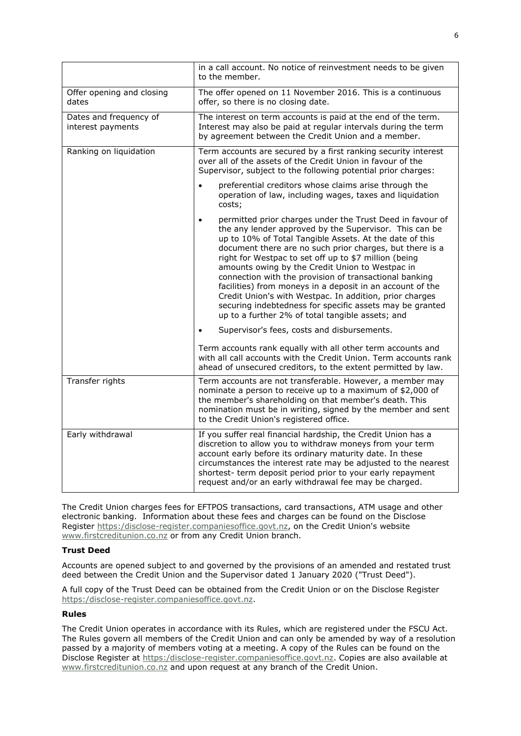| | |
|---|---|
| | in a call account. No notice of reinvestment needs to be given to the member. |
| Offer opening and closing dates | The offer opened on 11 November 2016. This is a continuous offer, so there is no closing date. |
| Dates and frequency of interest payments | The interest on term accounts is paid at the end of the term. Interest may also be paid at regular intervals during the term by agreement between the Credit Union and a member. |
| Ranking on liquidation | Term accounts are secured by a first ranking security interest over all of the assets of the Credit Union in favour of the Supervisor, subject to the following potential prior charges:<br><br>• preferential creditors whose claims arise through the operation of law, including wages, taxes and liquidation costs;<br><br>• permitted prior charges under the Trust Deed in favour of the any lender approved by the Supervisor. This can be up to 10% of Total Tangible Assets. At the date of this document there are no such prior charges, but there is a right for Westpac to set off up to $7 million (being amounts owing by the Credit Union to Westpac in connection with the provision of transactional banking facilities) from moneys in a deposit in an account of the Credit Union's with Westpac. In addition, prior charges securing indebtedness for specific assets may be granted up to a further 2% of total tangible assets; and<br><br>• Supervisor's fees, costs and disbursements.<br><br>Term accounts rank equally with all other term accounts and with all call accounts with the Credit Union. Term accounts rank ahead of unsecured creditors, to the extent permitted by law. |
| Transfer rights | Term accounts are not transferable. However, a member may nominate a person to receive up to a maximum of $2,000 of the member's shareholding on that member's death. This nomination must be in writing, signed by the member and sent to the Credit Union's registered office. |
| Early withdrawal | If you suffer real financial hardship, the Credit Union has a discretion to allow you to withdraw moneys from your term account early before its ordinary maturity date. In these circumstances the interest rate may be adjusted to the nearest shortest- term deposit period prior to your early repayment request and/or an early withdrawal fee may be charged. |

The Credit Union charges fees for EFTPOS transactions, card transactions, ATM usage and other electronic banking. Information about these fees and charges can be found on the Disclose Register https:/disclose-register.companiesoffice.govt.nz, on the Credit Union's website www.firstcreditunion.co.nz or from any Credit Union branch.

**Trust Deed**

Accounts are opened subject to and governed by the provisions of an amended and restated trust deed between the Credit Union and the Supervisor dated 1 January 2020 ("Trust Deed").

A full copy of the Trust Deed can be obtained from the Credit Union or on the Disclose Register https:/disclose-register.companiesoffice.govt.nz.

**Rules**

The Credit Union operates in accordance with its Rules, which are registered under the FSCU Act. The Rules govern all members of the Credit Union and can only be amended by way of a resolution passed by a majority of members voting at a meeting. A copy of the Rules can be found on the Disclose Register at https:/disclose-register.companiesoffice.govt.nz. Copies are also available at www.firstcreditunion.co.nz and upon request at any branch of the Credit Union.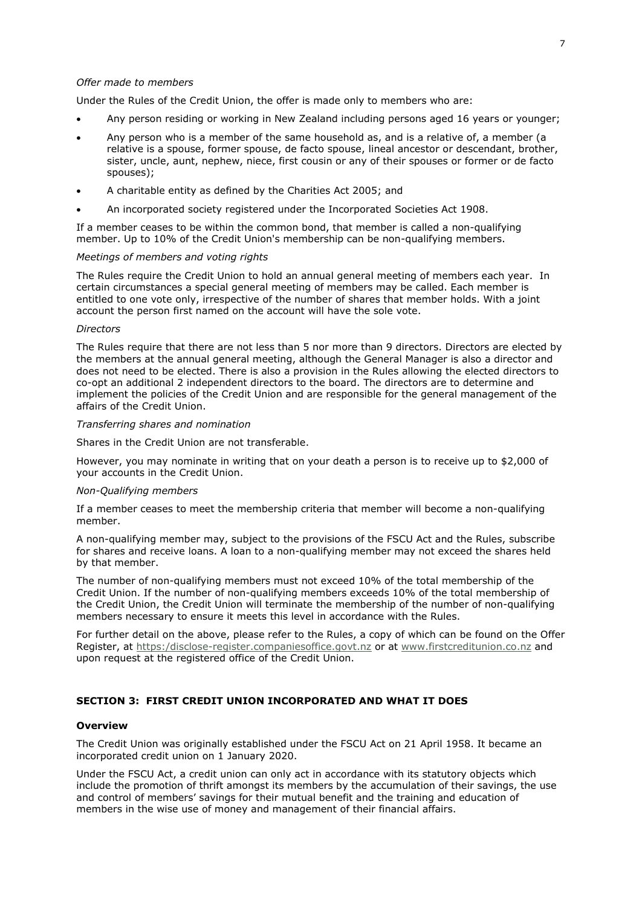*Offer made to members*

Under the Rules of the Credit Union, the offer is made only to members who are:

- Any person residing or working in New Zealand including persons aged 16 years or younger;
- Any person who is a member of the same household as, and is a relative of, a member (a relative is a spouse, former spouse, de facto spouse, lineal ancestor or descendant, brother, sister, uncle, aunt, nephew, niece, first cousin or any of their spouses or former or de facto spouses);
- A charitable entity as defined by the Charities Act 2005; and
- An incorporated society registered under the Incorporated Societies Act 1908.

If a member ceases to be within the common bond, that member is called a non-qualifying member. Up to 10% of the Credit Union's membership can be non-qualifying members.

*Meetings of members and voting rights*

The Rules require the Credit Union to hold an annual general meeting of members each year. In certain circumstances a special general meeting of members may be called. Each member is entitled to one vote only, irrespective of the number of shares that member holds. With a joint account the person first named on the account will have the sole vote.

*Directors*

The Rules require that there are not less than 5 nor more than 9 directors. Directors are elected by the members at the annual general meeting, although the General Manager is also a director and does not need to be elected. There is also a provision in the Rules allowing the elected directors to co-opt an additional 2 independent directors to the board. The directors are to determine and implement the policies of the Credit Union and are responsible for the general management of the affairs of the Credit Union.

*Transferring shares and nomination*

Shares in the Credit Union are not transferable.

However, you may nominate in writing that on your death a person is to receive up to $2,000 of your accounts in the Credit Union.

*Non-Qualifying members*

If a member ceases to meet the membership criteria that member will become a non-qualifying member.

A non-qualifying member may, subject to the provisions of the FSCU Act and the Rules, subscribe for shares and receive loans. A loan to a non-qualifying member may not exceed the shares held by that member.

The number of non-qualifying members must not exceed 10% of the total membership of the Credit Union. If the number of non-qualifying members exceeds 10% of the total membership of the Credit Union, the Credit Union will terminate the membership of the number of non-qualifying members necessary to ensure it meets this level in accordance with the Rules.

For further detail on the above, please refer to the Rules, a copy of which can be found on the Offer Register, at https:/disclose-register.companiesoffice.govt.nz or at www.firstcreditunion.co.nz and upon request at the registered office of the Credit Union.

## SECTION 3: FIRST CREDIT UNION INCORPORATED AND WHAT IT DOES

### Overview

The Credit Union was originally established under the FSCU Act on 21 April 1958. It became an incorporated credit union on 1 January 2020.

Under the FSCU Act, a credit union can only act in accordance with its statutory objects which include the promotion of thrift amongst its members by the accumulation of their savings, the use and control of members' savings for their mutual benefit and the training and education of members in the wise use of money and management of their financial affairs.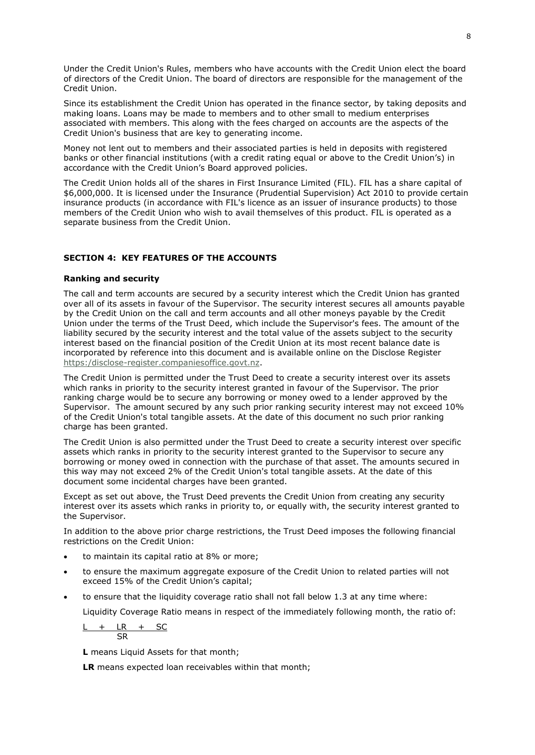Under the Credit Union's Rules, members who have accounts with the Credit Union elect the board of directors of the Credit Union. The board of directors are responsible for the management of the Credit Union.

Since its establishment the Credit Union has operated in the finance sector, by taking deposits and making loans. Loans may be made to members and to other small to medium enterprises associated with members. This along with the fees charged on accounts are the aspects of the Credit Union's business that are key to generating income.

Money not lent out to members and their associated parties is held in deposits with registered banks or other financial institutions (with a credit rating equal or above to the Credit Union's) in accordance with the Credit Union's Board approved policies.

The Credit Union holds all of the shares in First Insurance Limited (FIL). FIL has a share capital of $6,000,000. It is licensed under the Insurance (Prudential Supervision) Act 2010 to provide certain insurance products (in accordance with FIL's licence as an issuer of insurance products) to those members of the Credit Union who wish to avail themselves of this product. FIL is operated as a separate business from the Credit Union.

## SECTION 4: KEY FEATURES OF THE ACCOUNTS

### Ranking and security

The call and term accounts are secured by a security interest which the Credit Union has granted over all of its assets in favour of the Supervisor. The security interest secures all amounts payable by the Credit Union on the call and term accounts and all other moneys payable by the Credit Union under the terms of the Trust Deed, which include the Supervisor's fees. The amount of the liability secured by the security interest and the total value of the assets subject to the security interest based on the financial position of the Credit Union at its most recent balance date is incorporated by reference into this document and is available online on the Disclose Register https:/disclose-register.companiesoffice.govt.nz.

The Credit Union is permitted under the Trust Deed to create a security interest over its assets which ranks in priority to the security interest granted in favour of the Supervisor. The prior ranking charge would be to secure any borrowing or money owed to a lender approved by the Supervisor. The amount secured by any such prior ranking security interest may not exceed 10% of the Credit Union's total tangible assets. At the date of this document no such prior ranking charge has been granted.

The Credit Union is also permitted under the Trust Deed to create a security interest over specific assets which ranks in priority to the security interest granted to the Supervisor to secure any borrowing or money owed in connection with the purchase of that asset. The amounts secured in this way may not exceed 2% of the Credit Union's total tangible assets. At the date of this document some incidental charges have been granted.

Except as set out above, the Trust Deed prevents the Credit Union from creating any security interest over its assets which ranks in priority to, or equally with, the security interest granted to the Supervisor.

In addition to the above prior charge restrictions, the Trust Deed imposes the following financial restrictions on the Credit Union:

- to maintain its capital ratio at 8% or more;
- to ensure the maximum aggregate exposure of the Credit Union to related parties will not exceed 15% of the Credit Union's capital;
- to ensure that the liquidity coverage ratio shall not fall below 1.3 at any time where:

  Liquidity Coverage Ratio means in respect of the immediately following month, the ratio of:

  $$\frac{L + LR + SC}{SR}$$

  **L** means Liquid Assets for that month;

  **LR** means expected loan receivables within that month;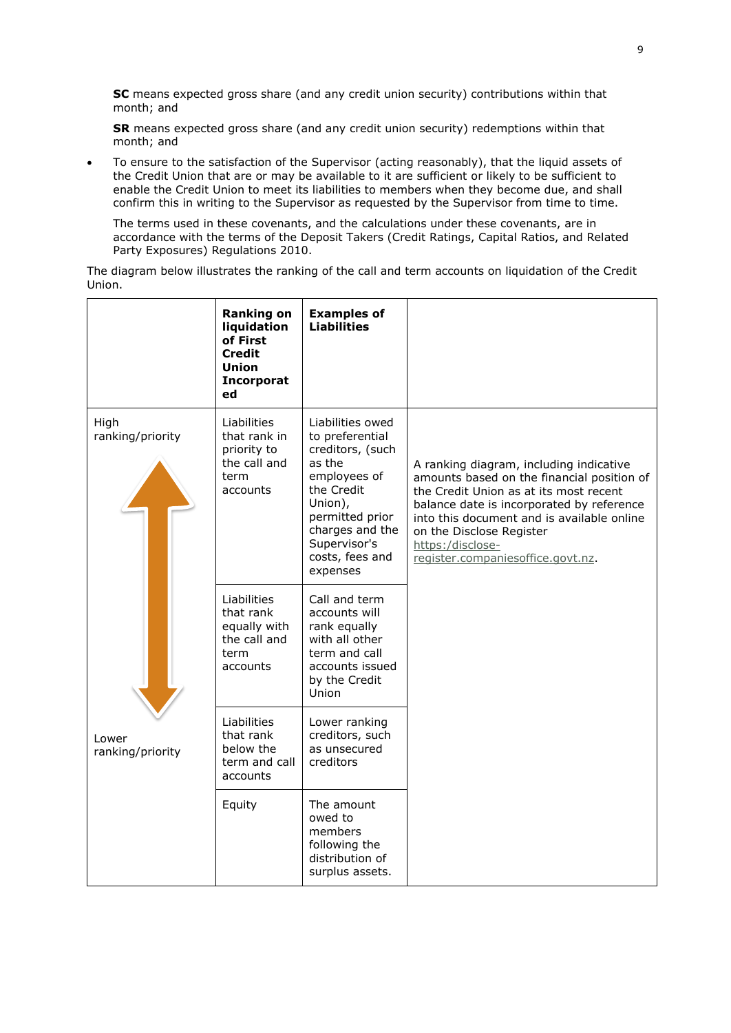**SC** means expected gross share (and any credit union security) contributions within that month; and

**SR** means expected gross share (and any credit union security) redemptions within that month; and

- To ensure to the satisfaction of the Supervisor (acting reasonably), that the liquid assets of the Credit Union that are or may be available to it are sufficient or likely to be sufficient to enable the Credit Union to meet its liabilities to members when they become due, and shall confirm this in writing to the Supervisor as requested by the Supervisor from time to time.

  The terms used in these covenants, and the calculations under these covenants, are in accordance with the terms of the Deposit Takers (Credit Ratings, Capital Ratios, and Related Party Exposures) Regulations 2010.

The diagram below illustrates the ranking of the call and term accounts on liquidation of the Credit Union.

| | **Ranking on liquidation of First Credit Union Incorporated** | **Examples of Liabilities** | |
|---|---|---|---|
| High ranking/priority | Liabilities that rank in priority to the call and term accounts | Liabilities owed to preferential creditors, (such as the employees of the Credit Union), permitted prior charges and the Supervisor's costs, fees and expenses | A ranking diagram, including indicative amounts based on the financial position of the Credit Union as at its most recent balance date is incorporated by reference into this document and is available online on the Disclose Register https:/disclose-register.companiesoffice.govt.nz. |
| | Liabilities that rank equally with the call and term accounts | Call and term accounts will rank equally with all other term and call accounts issued by the Credit Union | |
| Lower ranking/priority | Liabilities that rank below the term and call accounts | Lower ranking creditors, such as unsecured creditors | |
| | Equity | The amount owed to members following the distribution of surplus assets. | |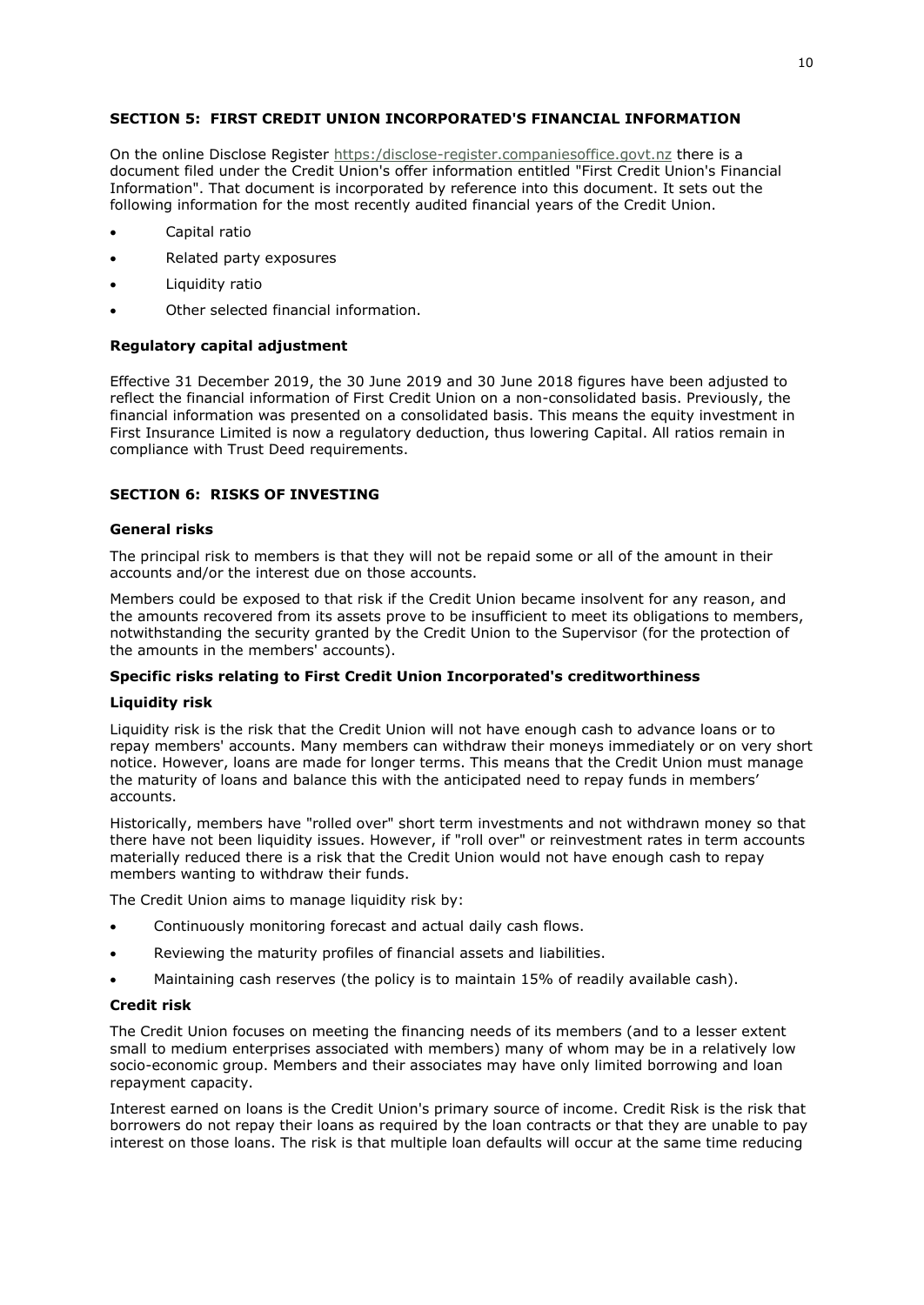## SECTION 5: FIRST CREDIT UNION INCORPORATED'S FINANCIAL INFORMATION

On the online Disclose Register https:/disclose-register.companiesoffice.govt.nz there is a document filed under the Credit Union's offer information entitled "First Credit Union's Financial Information". That document is incorporated by reference into this document. It sets out the following information for the most recently audited financial years of the Credit Union.

- Capital ratio
- Related party exposures
- Liquidity ratio
- Other selected financial information.

### Regulatory capital adjustment

Effective 31 December 2019, the 30 June 2019 and 30 June 2018 figures have been adjusted to reflect the financial information of First Credit Union on a non-consolidated basis. Previously, the financial information was presented on a consolidated basis. This means the equity investment in First Insurance Limited is now a regulatory deduction, thus lowering Capital. All ratios remain in compliance with Trust Deed requirements.

## SECTION 6: RISKS OF INVESTING

### General risks

The principal risk to members is that they will not be repaid some or all of the amount in their accounts and/or the interest due on those accounts.

Members could be exposed to that risk if the Credit Union became insolvent for any reason, and the amounts recovered from its assets prove to be insufficient to meet its obligations to members, notwithstanding the security granted by the Credit Union to the Supervisor (for the protection of the amounts in the members' accounts).

### Specific risks relating to First Credit Union Incorporated's creditworthiness

#### Liquidity risk

Liquidity risk is the risk that the Credit Union will not have enough cash to advance loans or to repay members' accounts. Many members can withdraw their moneys immediately or on very short notice. However, loans are made for longer terms. This means that the Credit Union must manage the maturity of loans and balance this with the anticipated need to repay funds in members' accounts.

Historically, members have "rolled over" short term investments and not withdrawn money so that there have not been liquidity issues. However, if "roll over" or reinvestment rates in term accounts materially reduced there is a risk that the Credit Union would not have enough cash to repay members wanting to withdraw their funds.

The Credit Union aims to manage liquidity risk by:

- Continuously monitoring forecast and actual daily cash flows.
- Reviewing the maturity profiles of financial assets and liabilities.
- Maintaining cash reserves (the policy is to maintain 15% of readily available cash).

#### Credit risk

The Credit Union focuses on meeting the financing needs of its members (and to a lesser extent small to medium enterprises associated with members) many of whom may be in a relatively low socio-economic group. Members and their associates may have only limited borrowing and loan repayment capacity.

Interest earned on loans is the Credit Union's primary source of income. Credit Risk is the risk that borrowers do not repay their loans as required by the loan contracts or that they are unable to pay interest on those loans. The risk is that multiple loan defaults will occur at the same time reducing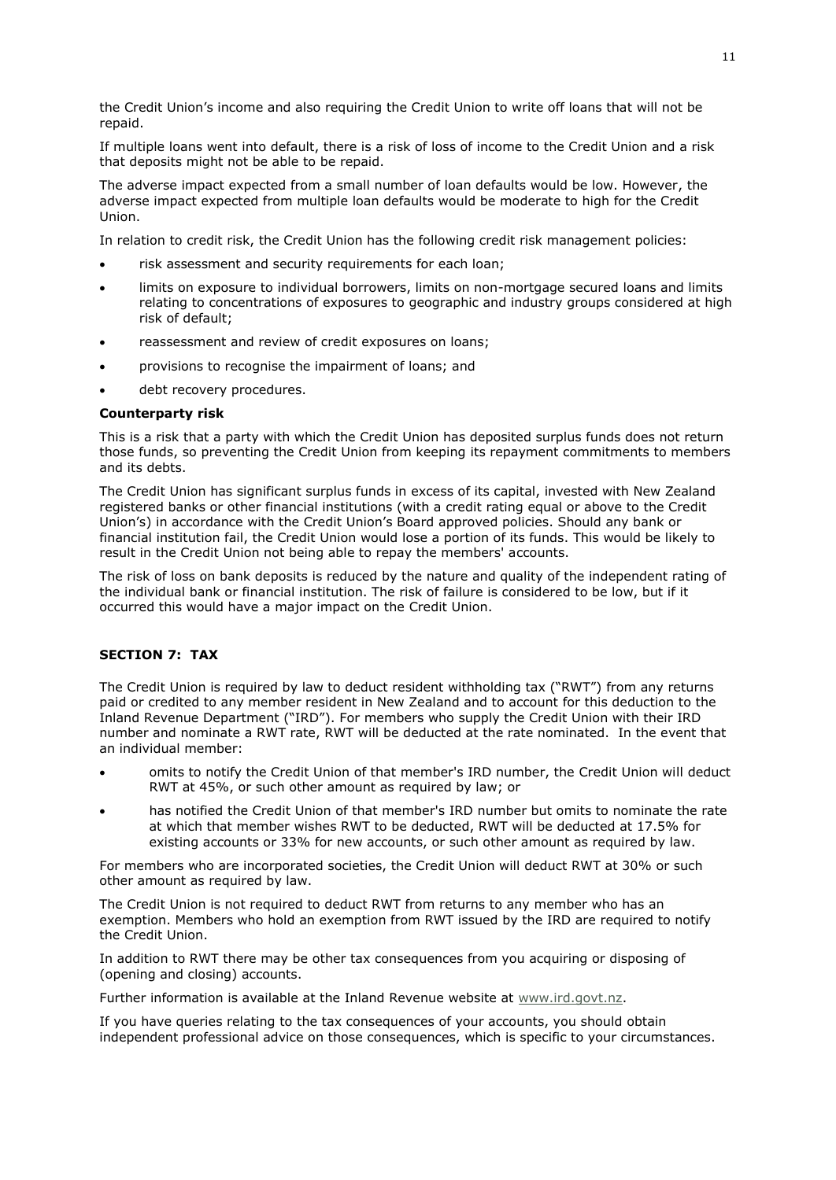the Credit Union's income and also requiring the Credit Union to write off loans that will not be repaid.

If multiple loans went into default, there is a risk of loss of income to the Credit Union and a risk that deposits might not be able to be repaid.

The adverse impact expected from a small number of loan defaults would be low. However, the adverse impact expected from multiple loan defaults would be moderate to high for the Credit Union.

In relation to credit risk, the Credit Union has the following credit risk management policies:

- risk assessment and security requirements for each loan;
- limits on exposure to individual borrowers, limits on non-mortgage secured loans and limits relating to concentrations of exposures to geographic and industry groups considered at high risk of default;
- reassessment and review of credit exposures on loans;
- provisions to recognise the impairment of loans; and
- debt recovery procedures.

**Counterparty risk**

This is a risk that a party with which the Credit Union has deposited surplus funds does not return those funds, so preventing the Credit Union from keeping its repayment commitments to members and its debts.

The Credit Union has significant surplus funds in excess of its capital, invested with New Zealand registered banks or other financial institutions (with a credit rating equal or above to the Credit Union's) in accordance with the Credit Union's Board approved policies. Should any bank or financial institution fail, the Credit Union would lose a portion of its funds. This would be likely to result in the Credit Union not being able to repay the members' accounts.

The risk of loss on bank deposits is reduced by the nature and quality of the independent rating of the individual bank or financial institution. The risk of failure is considered to be low, but if it occurred this would have a major impact on the Credit Union.

## SECTION 7: TAX

The Credit Union is required by law to deduct resident withholding tax ("RWT") from any returns paid or credited to any member resident in New Zealand and to account for this deduction to the Inland Revenue Department ("IRD"). For members who supply the Credit Union with their IRD number and nominate a RWT rate, RWT will be deducted at the rate nominated. In the event that an individual member:

- omits to notify the Credit Union of that member's IRD number, the Credit Union will deduct RWT at 45%, or such other amount as required by law; or
- has notified the Credit Union of that member's IRD number but omits to nominate the rate at which that member wishes RWT to be deducted, RWT will be deducted at 17.5% for existing accounts or 33% for new accounts, or such other amount as required by law.

For members who are incorporated societies, the Credit Union will deduct RWT at 30% or such other amount as required by law.

The Credit Union is not required to deduct RWT from returns to any member who has an exemption. Members who hold an exemption from RWT issued by the IRD are required to notify the Credit Union.

In addition to RWT there may be other tax consequences from you acquiring or disposing of (opening and closing) accounts.

Further information is available at the Inland Revenue website at www.ird.govt.nz.

If you have queries relating to the tax consequences of your accounts, you should obtain independent professional advice on those consequences, which is specific to your circumstances.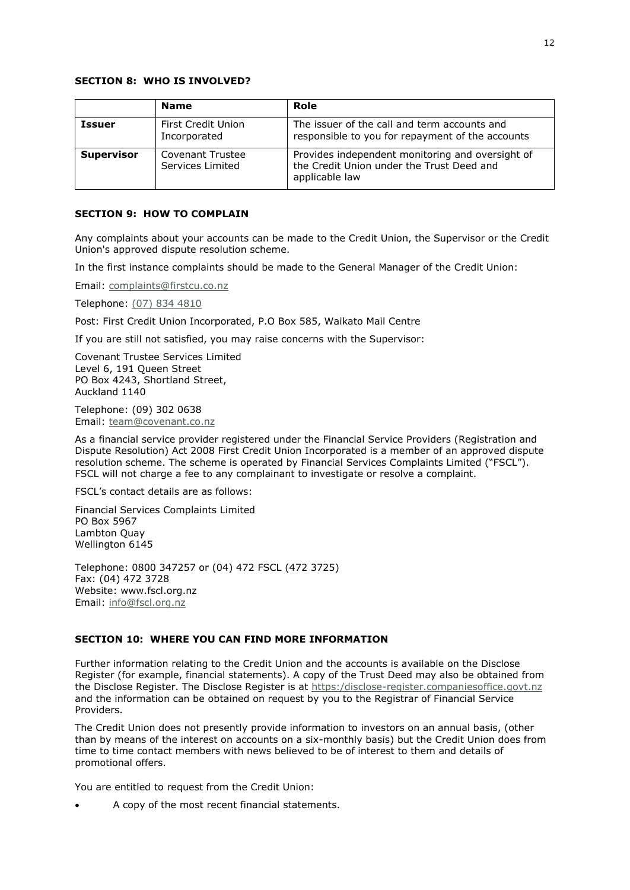## SECTION 8: WHO IS INVOLVED?

| | **Name** | **Role** |
|---|---|---|
| **Issuer** | First Credit Union Incorporated | The issuer of the call and term accounts and responsible to you for repayment of the accounts |
| **Supervisor** | Covenant Trustee Services Limited | Provides independent monitoring and oversight of the Credit Union under the Trust Deed and applicable law |

## SECTION 9: HOW TO COMPLAIN

Any complaints about your accounts can be made to the Credit Union, the Supervisor or the Credit Union's approved dispute resolution scheme.

In the first instance complaints should be made to the General Manager of the Credit Union:

Email: complaints@firstcu.co.nz

Telephone: (07) 834 4810

Post: First Credit Union Incorporated, P.O Box 585, Waikato Mail Centre

If you are still not satisfied, you may raise concerns with the Supervisor:

Covenant Trustee Services Limited
Level 6, 191 Queen Street
PO Box 4243, Shortland Street,
Auckland 1140

Telephone: (09) 302 0638
Email: team@covenant.co.nz

As a financial service provider registered under the Financial Service Providers (Registration and Dispute Resolution) Act 2008 First Credit Union Incorporated is a member of an approved dispute resolution scheme. The scheme is operated by Financial Services Complaints Limited ("FSCL"). FSCL will not charge a fee to any complainant to investigate or resolve a complaint.

FSCL's contact details are as follows:

Financial Services Complaints Limited
PO Box 5967
Lambton Quay
Wellington 6145

Telephone: 0800 347257 or (04) 472 FSCL (472 3725)
Fax: (04) 472 3728
Website: www.fscl.org.nz
Email: info@fscl.org.nz

## SECTION 10: WHERE YOU CAN FIND MORE INFORMATION

Further information relating to the Credit Union and the accounts is available on the Disclose Register (for example, financial statements). A copy of the Trust Deed may also be obtained from the Disclose Register. The Disclose Register is at https:/disclose-register.companiesoffice.govt.nz and the information can be obtained on request by you to the Registrar of Financial Service Providers.

The Credit Union does not presently provide information to investors on an annual basis, (other than by means of the interest on accounts on a six-monthly basis) but the Credit Union does from time to time contact members with news believed to be of interest to them and details of promotional offers.

You are entitled to request from the Credit Union:

- A copy of the most recent financial statements.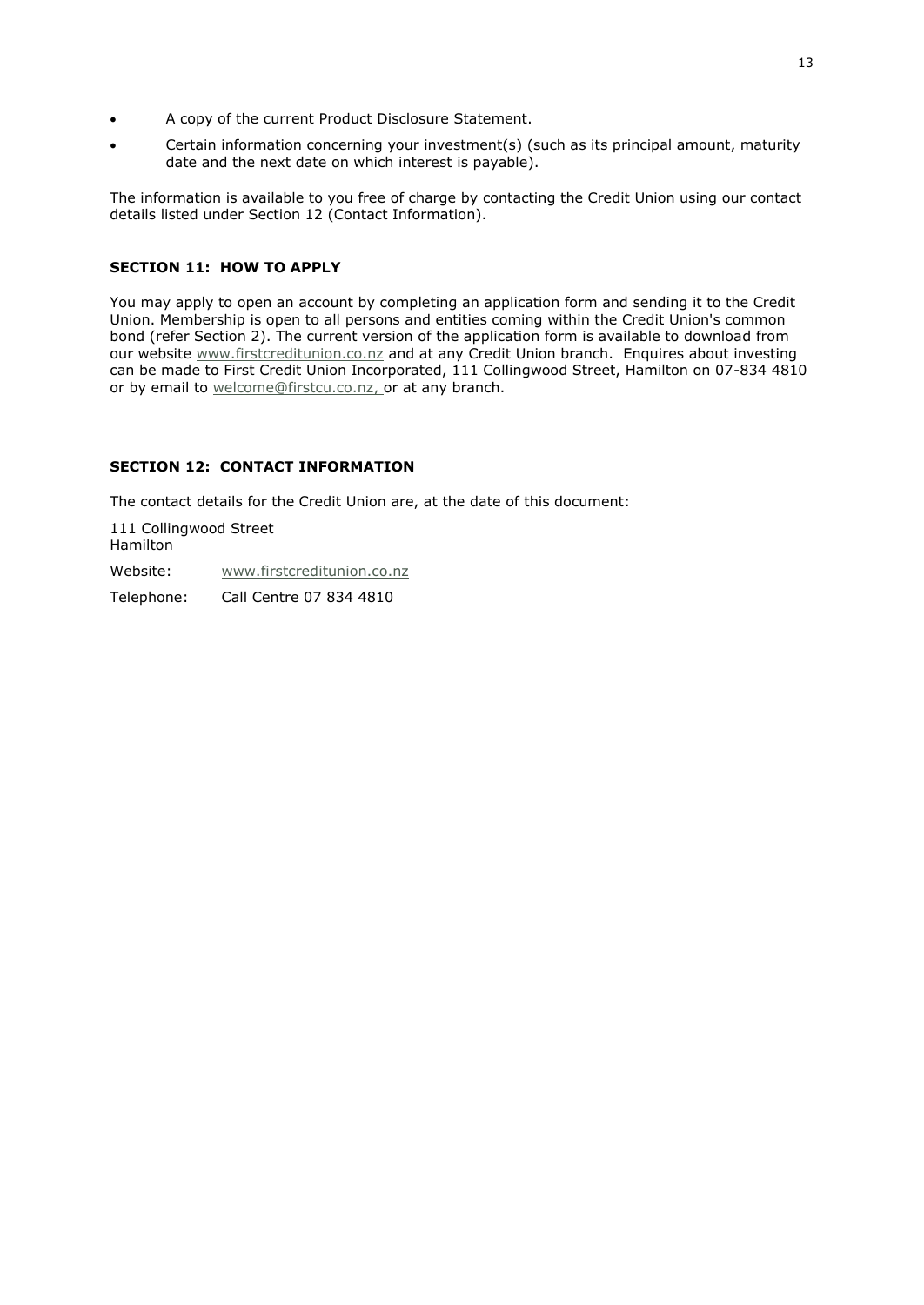- A copy of the current Product Disclosure Statement.
- Certain information concerning your investment(s) (such as its principal amount, maturity date and the next date on which interest is payable).

The information is available to you free of charge by contacting the Credit Union using our contact details listed under Section 12 (Contact Information).

## SECTION 11: HOW TO APPLY

You may apply to open an account by completing an application form and sending it to the Credit Union. Membership is open to all persons and entities coming within the Credit Union's common bond (refer Section 2). The current version of the application form is available to download from our website www.firstcreditunion.co.nz and at any Credit Union branch. Enquires about investing can be made to First Credit Union Incorporated, 111 Collingwood Street, Hamilton on 07-834 4810 or by email to welcome@firstcu.co.nz, or at any branch.

## SECTION 12: CONTACT INFORMATION

The contact details for the Credit Union are, at the date of this document:

111 Collingwood Street
Hamilton

Website: www.firstcreditunion.co.nz

Telephone: Call Centre 07 834 4810